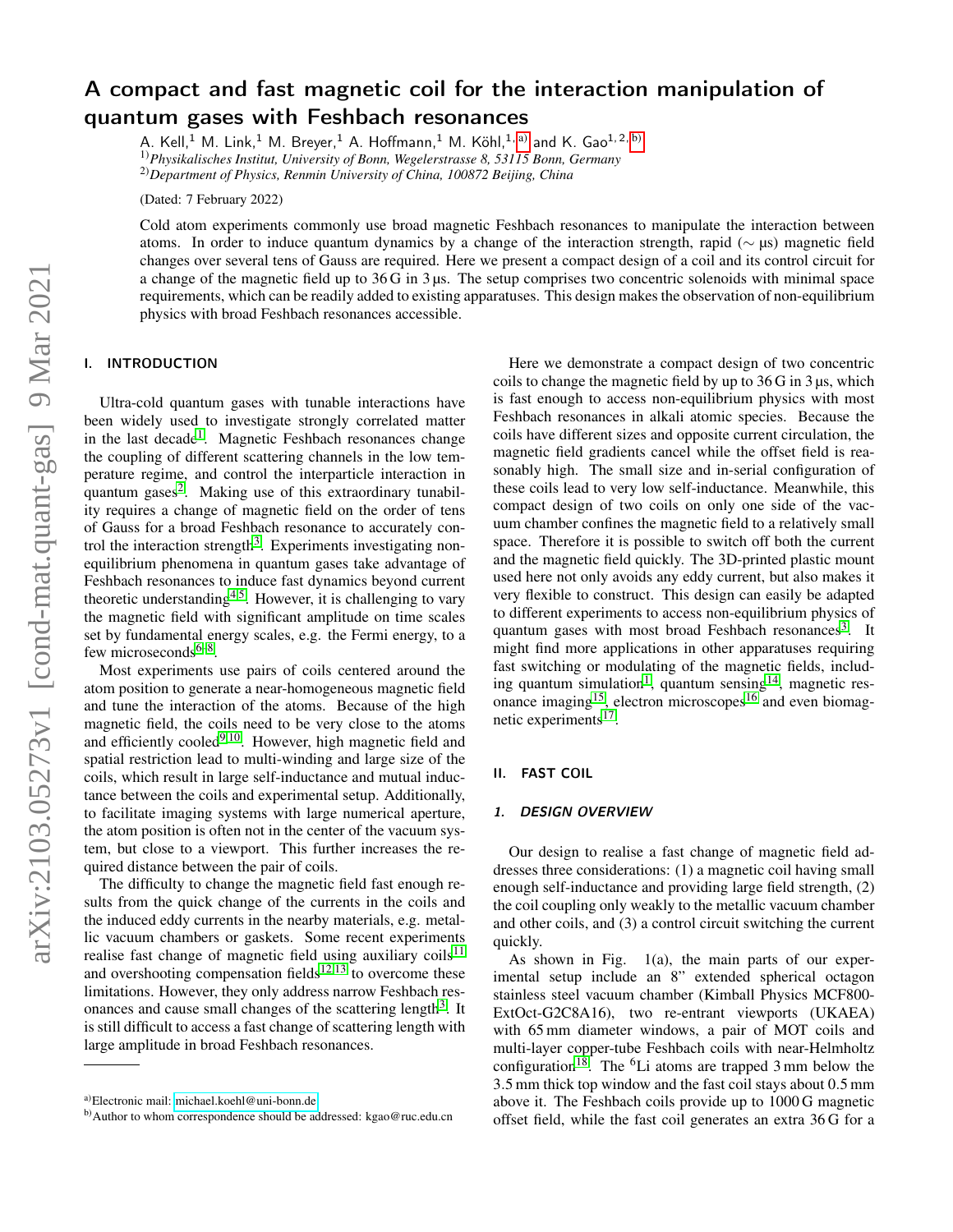# A compact and fast magnetic coil for the interaction manipulation of quantum gases with Feshbach resonances

A. Kell,[1] M. Link,[1] M. Breyer,[1] A. Hoffmann,[1] M. Köhl,[1,a)] and K. Gao[1,2,b)]

[1)] *Physikalisches Institut, University of Bonn, Wegelerstrasse 8, 53115 Bonn, Germany*

[2)] *Department of Physics, Renmin University of China, 100872 Beijing, China*

(Dated: 7 February 2022)

Cold atom experiments commonly use broad magnetic Feshbach resonances to manipulate the interaction between atoms. In order to induce quantum dynamics by a change of the interaction strength, rapid (∼ μs) magnetic field changes over several tens of Gauss are required. Here we present a compact design of a coil and its control circuit for a change of the magnetic field up to 36 G in 3 μs. The setup comprises two concentric solenoids with minimal space requirements, which can be readily added to existing apparatuses. This design makes the observation of non-equilibrium physics with broad Feshbach resonances accessible.

## I. INTRODUCTION

Ultra-cold quantum gases with tunable interactions have been widely used to investigate strongly correlated matter in the last decade[1]. Magnetic Feshbach resonances change the coupling of different scattering channels in the low temperature regime, and control the interparticle interaction in quantum gases[2]. Making use of this extraordinary tunability requires a change of magnetic field on the order of tens of Gauss for a broad Feshbach resonance to accurately control the interaction strength[3]. Experiments investigating non-equilibrium phenomena in quantum gases take advantage of Feshbach resonances to induce fast dynamics beyond current theoretic understanding[4,5]. However, it is challenging to vary the magnetic field with significant amplitude on time scales set by fundamental energy scales, e.g. the Fermi energy, to a few microseconds[6–8].

Most experiments use pairs of coils centered around the atom position to generate a near-homogeneous magnetic field and tune the interaction of the atoms. Because of the high magnetic field, the coils need to be very close to the atoms and efficiently cooled[9,10]. However, high magnetic field and spatial restriction lead to multi-winding and large size of the coils, which result in large self-inductance and mutual inductance between the coils and experimental setup. Additionally, to facilitate imaging systems with large numerical aperture, the atom position is often not in the center of the vacuum system, but close to a viewport. This further increases the required distance between the pair of coils.

The difficulty to change the magnetic field fast enough results from the quick change of the currents in the coils and the induced eddy currents in the nearby materials, e.g. metallic vacuum chambers or gaskets. Some recent experiments realise fast change of magnetic field using auxiliary coils[11] and overshooting compensation fields[12,13] to overcome these limitations. However, they only address narrow Feshbach resonances and cause small changes of the scattering length[3]. It is still difficult to access a fast change of scattering length with large amplitude in broad Feshbach resonances.

Here we demonstrate a compact design of two concentric coils to change the magnetic field by up to 36 G in 3 μs, which is fast enough to access non-equilibrium physics with most Feshbach resonances in alkali atomic species. Because the coils have different sizes and opposite current circulation, the magnetic field gradients cancel while the offset field is reasonably high. The small size and in-serial configuration of these coils lead to very low self-inductance. Meanwhile, this compact design of two coils on only one side of the vacuum chamber confines the magnetic field to a relatively small space. Therefore it is possible to switch off both the current and the magnetic field quickly. The 3D-printed plastic mount used here not only avoids any eddy current, but also makes it very flexible to construct. This design can easily be adapted to different experiments to access non-equilibrium physics of quantum gases with most broad Feshbach resonances[3]. It might find more applications in other apparatuses requiring fast switching or modulating of the magnetic fields, including quantum simulation[1], quantum sensing[14], magnetic resonance imaging[15], electron microscopes[16] and even biomagnetic experiments[17].

## II. FAST COIL

### 1. DESIGN OVERVIEW

Our design to realise a fast change of magnetic field addresses three considerations: (1) a magnetic coil having small enough self-inductance and providing large field strength, (2) the coil coupling only weakly to the metallic vacuum chamber and other coils, and (3) a control circuit switching the current quickly.

As shown in Fig. 1(a), the main parts of our experimental setup include an 8" extended spherical octagon stainless steel vacuum chamber (Kimball Physics MCF800-ExtOct-G2C8A16), two re-entrant viewports (UKAEA) with 65 mm diameter windows, a pair of MOT coils and multi-layer copper-tube Feshbach coils with near-Helmholtz configuration[18]. The $^6$Li atoms are trapped 3 mm below the 3.5 mm thick top window and the fast coil stays about 0.5 mm above it. The Feshbach coils provide up to 1000 G magnetic offset field, while the fast coil generates an extra 36 G for a

a) Electronic mail: michael.koehl@uni-bonn.de

b) Author to whom correspondence should be addressed: kgao@ruc.edu.cn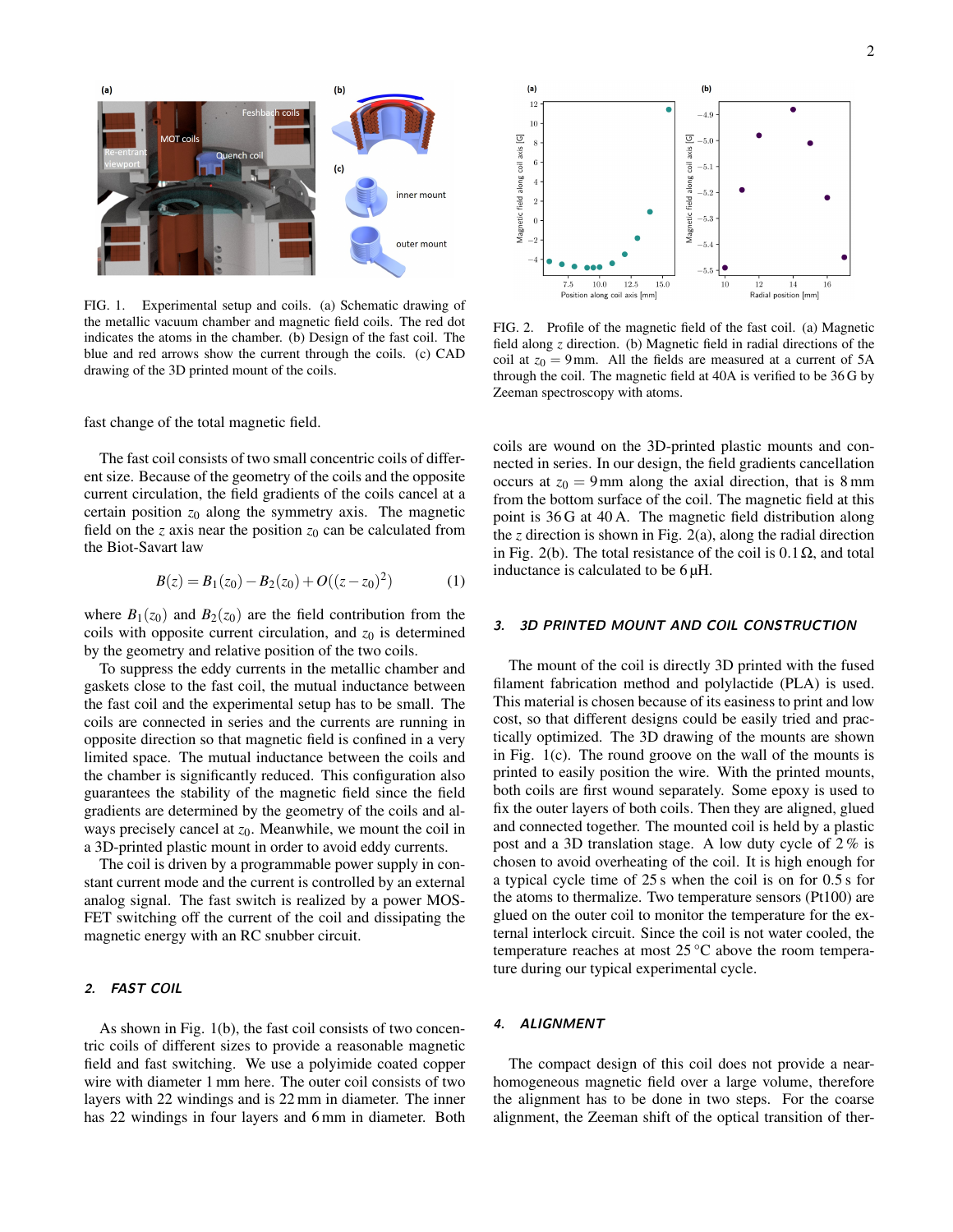FIG. 1. Experimental setup and coils. (a) Schematic drawing of the metallic vacuum chamber and magnetic field coils. The red dot indicates the atoms in the chamber. (b) Design of the fast coil. The blue and red arrows show the current through the coils. (c) CAD drawing of the 3D printed mount of the coils.

fast change of the total magnetic field.

The fast coil consists of two small concentric coils of different size. Because of the geometry of the coils and the opposite current circulation, the field gradients of the coils cancel at a certain position $z_0$ along the symmetry axis. The magnetic field on the $z$ axis near the position $z_0$ can be calculated from the Biot-Savart law

$$B(z) = B_1(z_0) - B_2(z_0) + O((z - z_0)^2) \tag{1}$$

where $B_1(z_0)$ and $B_2(z_0)$ are the field contribution from the coils with opposite current circulation, and $z_0$ is determined by the geometry and relative position of the two coils.

To suppress the eddy currents in the metallic chamber and gaskets close to the fast coil, the mutual inductance between the fast coil and the experimental setup has to be small. The coils are connected in series and the currents are running in opposite direction so that magnetic field is confined in a very limited space. The mutual inductance between the coils and the chamber is significantly reduced. This configuration also guarantees the stability of the magnetic field since the field gradients are determined by the geometry of the coils and always precisely cancel at $z_0$. Meanwhile, we mount the coil in a 3D-printed plastic mount in order to avoid eddy currents.

The coil is driven by a programmable power supply in constant current mode and the current is controlled by an external analog signal. The fast switch is realized by a power MOSFET switching off the current of the coil and dissipating the magnetic energy with an RC snubber circuit.

### 2. FAST COIL

As shown in Fig. 1(b), the fast coil consists of two concentric coils of different sizes to provide a reasonable magnetic field and fast switching. We use a polyimide coated copper wire with diameter 1 mm here. The outer coil consists of two layers with 22 windings and is 22 mm in diameter. The inner has 22 windings in four layers and 6 mm in diameter. Both coils are wound on the 3D-printed plastic mounts and connected in series. In our design, the field gradients cancellation occurs at $z_0 = 9$ mm along the axial direction, that is 8 mm from the bottom surface of the coil. The magnetic field at this point is 36 G at 40 A. The magnetic field distribution along the $z$ direction is shown in Fig. 2(a), along the radial direction in Fig. 2(b). The total resistance of the coil is 0.1 Ω, and total inductance is calculated to be 6 μH.

FIG. 2. Profile of the magnetic field of the fast coil. (a) Magnetic field along $z$ direction. (b) Magnetic field in radial directions of the coil at $z_0 = 9$ mm. All the fields are measured at a current of 5A through the coil. The magnetic field at 40A is verified to be 36 G by Zeeman spectroscopy with atoms.

### 3. 3D PRINTED MOUNT AND COIL CONSTRUCTION

The mount of the coil is directly 3D printed with the fused filament fabrication method and polylactide (PLA) is used. This material is chosen because of its easiness to print and low cost, so that different designs could be easily tried and practically optimized. The 3D drawing of the mounts are shown in Fig. 1(c). The round groove on the wall of the mounts is printed to easily position the wire. With the printed mounts, both coils are first wound separately. Some epoxy is used to fix the outer layers of both coils. Then they are aligned, glued and connected together. The mounted coil is held by a plastic post and a 3D translation stage. A low duty cycle of 2 % is chosen to avoid overheating of the coil. It is high enough for a typical cycle time of 25 s when the coil is on for 0.5 s for the atoms to thermalize. Two temperature sensors (Pt100) are glued on the outer coil to monitor the temperature for the external interlock circuit. Since the coil is not water cooled, the temperature reaches at most 25 °C above the room temperature during our typical experimental cycle.

### 4. ALIGNMENT

The compact design of this coil does not provide a near-homogeneous magnetic field over a large volume, therefore the alignment has to be done in two steps. For the coarse alignment, the Zeeman shift of the optical transition of ther-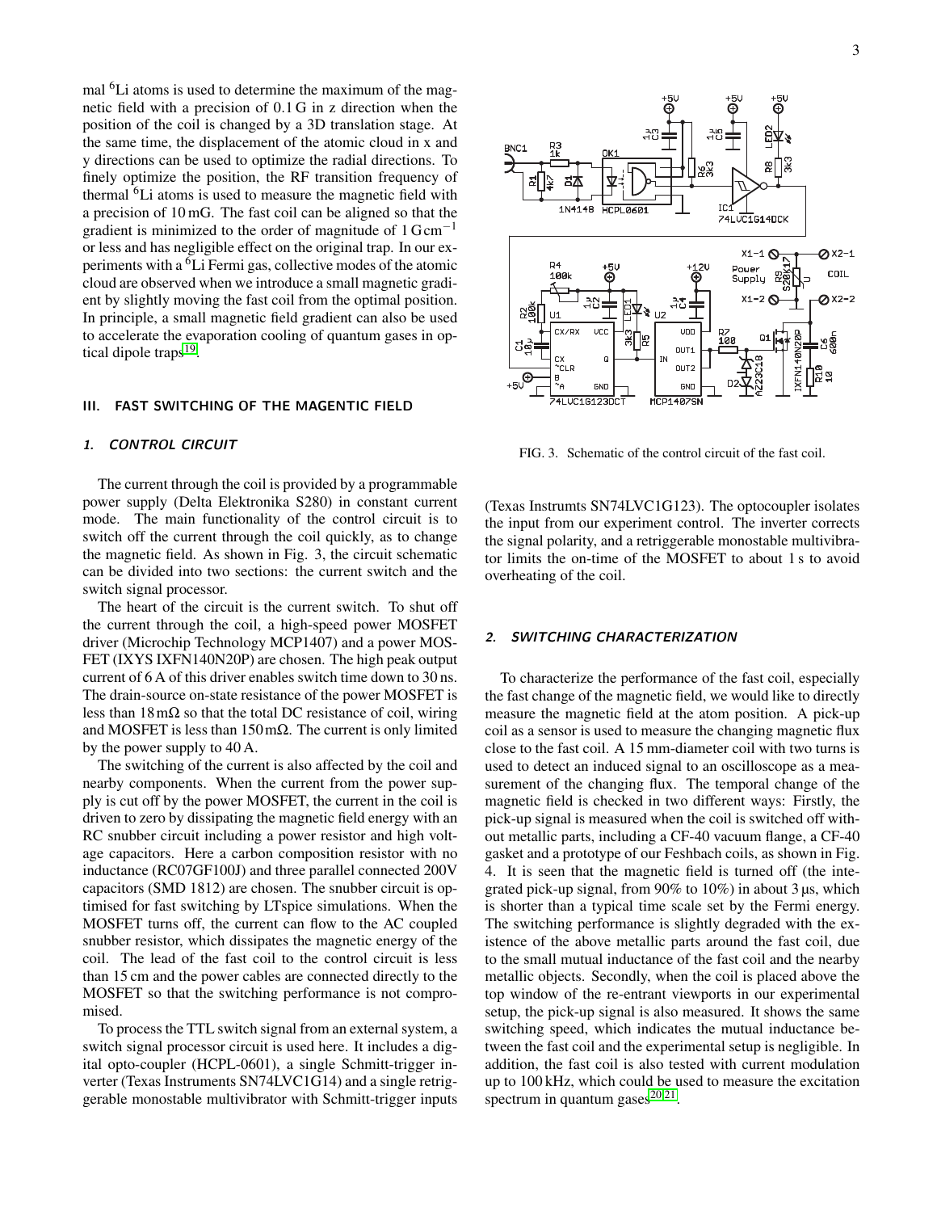mal $^6$Li atoms is used to determine the maximum of the magnetic field with a precision of 0.1 G in z direction when the position of the coil is changed by a 3D translation stage. At the same time, the displacement of the atomic cloud in x and y directions can be used to optimize the radial directions. To finely optimize the position, the RF transition frequency of thermal $^6$Li atoms is used to measure the magnetic field with a precision of 10 mG. The fast coil can be aligned so that the gradient is minimized to the order of magnitude of $1\,\mathrm{G\,cm^{-1}}$ or less and has negligible effect on the original trap. In our experiments with a $^6$Li Fermi gas, collective modes of the atomic cloud are observed when we introduce a small magnetic gradient by slightly moving the fast coil from the optimal position. In principle, a small magnetic field gradient can also be used to accelerate the evaporation cooling of quantum gases in optical dipole traps[19].

## III. FAST SWITCHING OF THE MAGENTIC FIELD

### 1. CONTROL CIRCUIT

The current through the coil is provided by a programmable power supply (Delta Elektronika S280) in constant current mode. The main functionality of the control circuit is to switch off the current through the coil quickly, as to change the magnetic field. As shown in Fig. 3, the circuit schematic can be divided into two sections: the current switch and the switch signal processor.

The heart of the circuit is the current switch. To shut off the current through the coil, a high-speed power MOSFET driver (Microchip Technology MCP1407) and a power MOSFET (IXYS IXFN140N20P) are chosen. The high peak output current of 6 A of this driver enables switch time down to 30 ns. The drain-source on-state resistance of the power MOSFET is less than $18\,\mathrm{m\Omega}$ so that the total DC resistance of coil, wiring and MOSFET is less than $150\,\mathrm{m\Omega}$. The current is only limited by the power supply to 40 A.

The switching of the current is also affected by the coil and nearby components. When the current from the power supply is cut off by the power MOSFET, the current in the coil is driven to zero by dissipating the magnetic field energy with an RC snubber circuit including a power resistor and high voltage capacitors. Here a carbon composition resistor with no inductance (RC07GF100J) and three parallel connected 200V capacitors (SMD 1812) are chosen. The snubber circuit is optimised for fast switching by LTspice simulations. When the MOSFET turns off, the current can flow to the AC coupled snubber resistor, which dissipates the magnetic energy of the coil. The lead of the fast coil to the control circuit is less than 15 cm and the power cables are connected directly to the MOSFET so that the switching performance is not compromised.

To process the TTL switch signal from an external system, a switch signal processor circuit is used here. It includes a digital opto-coupler (HCPL-0601), a single Schmitt-trigger inverter (Texas Instruments SN74LVC1G14) and a single retriggerable monostable multivibrator with Schmitt-trigger inputs (Texas Instrumts SN74LVC1G123). The optocoupler isolates the input from our experiment control. The inverter corrects the signal polarity, and a retriggerable monostable multivibrator limits the on-time of the MOSFET to about 1 s to avoid overheating of the coil.

FIG. 3. Schematic of the control circuit of the fast coil.

### 2. SWITCHING CHARACTERIZATION

To characterize the performance of the fast coil, especially the fast change of the magnetic field, we would like to directly measure the magnetic field at the atom position. A pick-up coil as a sensor is used to measure the changing magnetic flux close to the fast coil. A 15 mm-diameter coil with two turns is used to detect an induced signal to an oscilloscope as a measurement of the changing flux. The temporal change of the magnetic field is checked in two different ways: Firstly, the pick-up signal is measured when the coil is switched off without metallic parts, including a CF-40 vacuum flange, a CF-40 gasket and a prototype of our Feshbach coils, as shown in Fig. 4. It is seen that the magnetic field is turned off (the integrated pick-up signal, from 90% to 10%) in about 3 µs, which is shorter than a typical time scale set by the Fermi energy. The switching performance is slightly degraded with the existence of the above metallic parts around the fast coil, due to the small mutual inductance of the fast coil and the nearby metallic objects. Secondly, when the coil is placed above the top window of the re-entrant viewports in our experimental setup, the pick-up signal is also measured. It shows the same switching speed, which indicates the mutual inductance between the fast coil and the experimental setup is negligible. In addition, the fast coil is also tested with current modulation up to 100 kHz, which could be used to measure the excitation spectrum in quantum gases[20,21].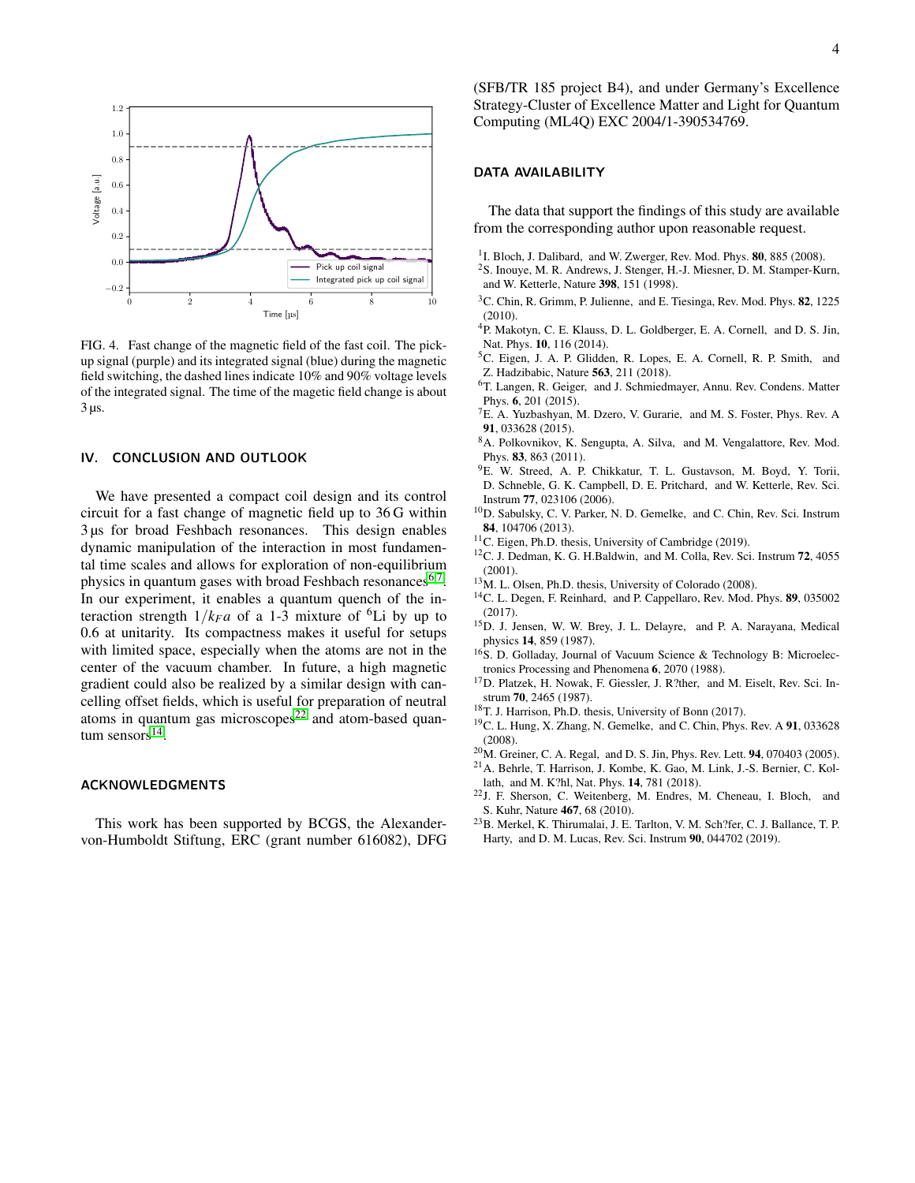1.2
1.0
0.8
0.6
0.4
0.2
0.0
−0.2
Voltage [a.u.]
0
2
4
6
8
10
Time [µs]
Pick up coil signal
Integrated pick up coil signal

FIG. 4. Fast change of the magnetic field of the fast coil. The pick-up signal (purple) and its integrated signal (blue) during the magnetic field switching, the dashed lines indicate 10% and 90% voltage levels of the integrated signal. The time of the magetic field change is about 3 µs.

## IV. CONCLUSION AND OUTLOOK

We have presented a compact coil design and its control circuit for a fast change of magnetic field up to 36 G within 3 µs for broad Feshbach resonances. This design enables dynamic manipulation of the interaction in most fundamental time scales and allows for exploration of non-equilibrium physics in quantum gases with broad Feshbach resonances[6,7]. In our experiment, it enables a quantum quench of the interaction strength $1/k_F a$ of a 1-3 mixture of $^6$Li by up to 0.6 at unitarity. Its compactness makes it useful for setups with limited space, especially when the atoms are not in the center of the vacuum chamber. In future, a high magnetic gradient could also be realized by a similar design with cancelling offset fields, which is useful for preparation of neutral atoms in quantum gas microscopes[22] and atom-based quantum sensors[14].

## ACKNOWLEDGMENTS

This work has been supported by BCGS, the Alexander-von-Humboldt Stiftung, ERC (grant number 616082), DFG (SFB/TR 185 project B4), and under Germany's Excellence Strategy-Cluster of Excellence Matter and Light for Quantum Computing (ML4Q) EXC 2004/1-390534769.

## DATA AVAILABILITY

The data that support the findings of this study are available from the corresponding author upon reasonable request.

[1] I. Bloch, J. Dalibard, and W. Zwerger, Rev. Mod. Phys. **80**, 885 (2008).
[2] S. Inouye, M. R. Andrews, J. Stenger, H.-J. Miesner, D. M. Stamper-Kurn, and W. Ketterle, Nature **398**, 151 (1998).
[3] C. Chin, R. Grimm, P. Julienne, and E. Tiesinga, Rev. Mod. Phys. **82**, 1225 (2010).
[4] P. Makotyn, C. E. Klauss, D. L. Goldberger, E. A. Cornell, and D. S. Jin, Nat. Phys. **10**, 116 (2014).
[5] C. Eigen, J. A. P. Glidden, R. Lopes, E. A. Cornell, R. P. Smith, and Z. Hadzibabic, Nature **563**, 211 (2018).
[6] T. Langen, R. Geiger, and J. Schmiedmayer, Annu. Rev. Condens. Matter Phys. **6**, 201 (2015).
[7] E. A. Yuzbashyan, M. Dzero, V. Gurarie, and M. S. Foster, Phys. Rev. A **91**, 033628 (2015).
[8] A. Polkovnikov, K. Sengupta, A. Silva, and M. Vengalattore, Rev. Mod. Phys. **83**, 863 (2011).
[9] E. W. Streed, A. P. Chikkatur, T. L. Gustavson, M. Boyd, Y. Torii, D. Schneble, G. K. Campbell, D. E. Pritchard, and W. Ketterle, Rev. Sci. Instrum **77**, 023106 (2006).
[10] D. Sabulsky, C. V. Parker, N. D. Gemelke, and C. Chin, Rev. Sci. Instrum **84**, 104706 (2013).
[11] C. Eigen, Ph.D. thesis, University of Cambridge (2019).
[12] C. J. Dedman, K. G. H.Baldwin, and M. Colla, Rev. Sci. Instrum **72**, 4055 (2001).
[13] M. L. Olsen, Ph.D. thesis, University of Colorado (2008).
[14] C. L. Degen, F. Reinhard, and P. Cappellaro, Rev. Mod. Phys. **89**, 035002 (2017).
[15] D. J. Jensen, W. W. Brey, J. L. Delayre, and P. A. Narayana, Medical physics **14**, 859 (1987).
[16] S. D. Golladay, Journal of Vacuum Science & Technology B: Microelectronics Processing and Phenomena **6**, 2070 (1988).
[17] D. Platzek, H. Nowak, F. Giessler, J. R?ther, and M. Eiselt, Rev. Sci. Instrum **70**, 2465 (1987).
[18] T. J. Harrison, Ph.D. thesis, University of Bonn (2017).
[19] C. L. Hung, X. Zhang, N. Gemelke, and C. Chin, Phys. Rev. A **91**, 033628 (2008).
[20] M. Greiner, C. A. Regal, and D. S. Jin, Phys. Rev. Lett. **94**, 070403 (2005).
[21] A. Behrle, T. Harrison, J. Kombe, K. Gao, M. Link, J.-S. Bernier, C. Kollath, and M. K?hl, Nat. Phys. **14**, 781 (2018).
[22] J. F. Sherson, C. Weitenberg, M. Endres, M. Cheneau, I. Bloch, and S. Kuhr, Nature **467**, 68 (2010).
[23] B. Merkel, K. Thirumalai, J. E. Tarlton, V. M. Sch?fer, C. J. Ballance, T. P. Harty, and D. M. Lucas, Rev. Sci. Instrum **90**, 044702 (2019).